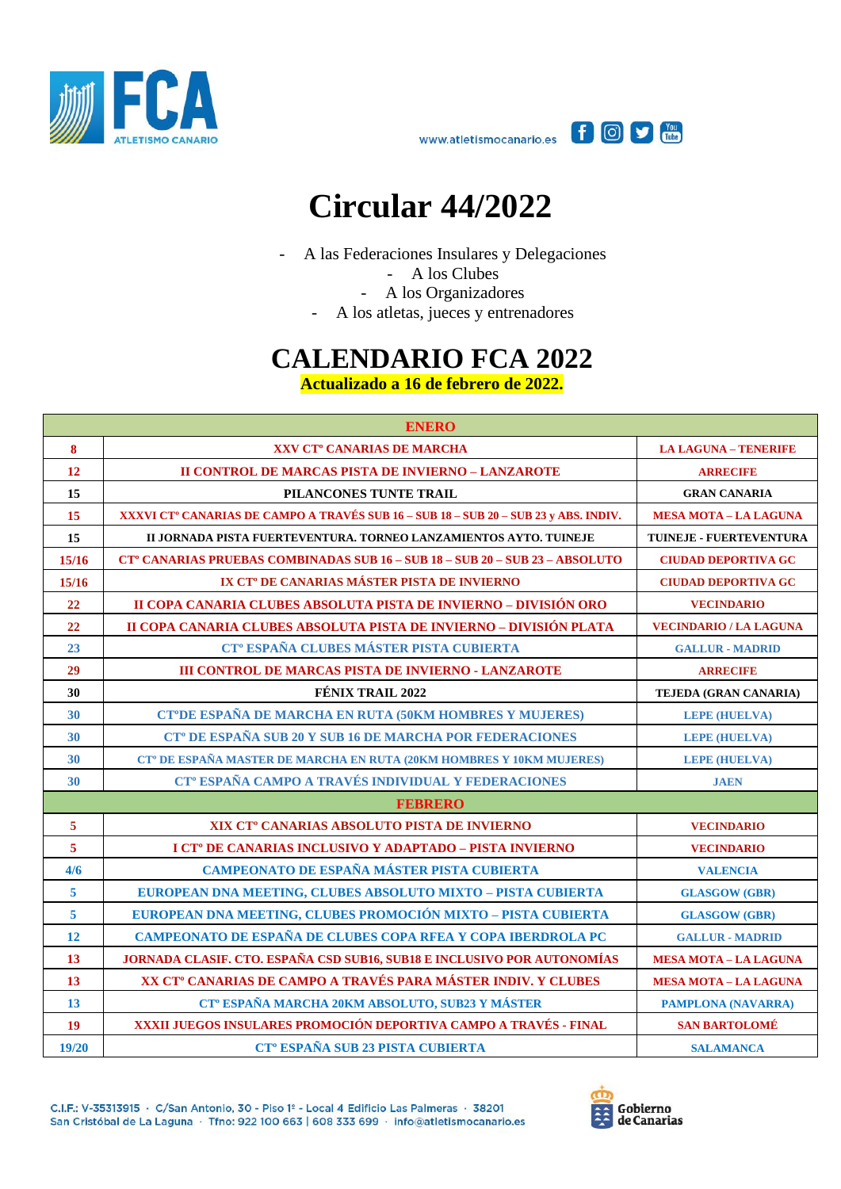# Circular 44/2022

- A las Federaciones Insulares y Delegaciones
- A los Clubes
- A los Organizadores
- A los atletas, jueces y entrenadores

# CALENDARIO FCA 2022

**Actualizado a 16 de febrero de 2022.**

| | | |
|---|---|---|
| | **ENERO** | |
| 8 | XXV CTº CANARIAS DE MARCHA | LA LAGUNA – TENERIFE |
| 12 | II CONTROL DE MARCAS PISTA DE INVIERNO – LANZAROTE | ARRECIFE |
| 15 | PILANCONES TUNTE TRAIL | GRAN CANARIA |
| 15 | XXXVI CTº CANARIAS DE CAMPO A TRAVÉS SUB 16 – SUB 18 – SUB 20 – SUB 23 y ABS. INDIV. | MESA MOTA – LA LAGUNA |
| 15 | II JORNADA PISTA FUERTEVENTURA. TORNEO LANZAMIENTOS AYTO. TUINEJE | TUINEJE - FUERTEVENTURA |
| 15/16 | CTº CANARIAS PRUEBAS COMBINADAS SUB 16 – SUB 18 – SUB 20 – SUB 23 – ABSOLUTO | CIUDAD DEPORTIVA GC |
| 15/16 | IX CTº DE CANARIAS MÁSTER PISTA DE INVIERNO | CIUDAD DEPORTIVA GC |
| 22 | II COPA CANARIA CLUBES ABSOLUTA PISTA DE INVIERNO – DIVISIÓN ORO | VECINDARIO |
| 22 | II COPA CANARIA CLUBES ABSOLUTA PISTA DE INVIERNO – DIVISIÓN PLATA | VECINDARIO / LA LAGUNA |
| 23 | CTº ESPAÑA CLUBES MÁSTER PISTA CUBIERTA | GALLUR - MADRID |
| 29 | III CONTROL DE MARCAS PISTA DE INVIERNO - LANZAROTE | ARRECIFE |
| 30 | FÉNIX TRAIL 2022 | TEJEDA (GRAN CANARIA) |
| 30 | CTºDE ESPAÑA DE MARCHA EN RUTA (50KM HOMBRES Y MUJERES) | LEPE (HUELVA) |
| 30 | CTº DE ESPAÑA SUB 20 Y SUB 16 DE MARCHA POR FEDERACIONES | LEPE (HUELVA) |
| 30 | CTº DE ESPAÑA MASTER DE MARCHA EN RUTA (20KM HOMBRES Y 10KM MUJERES) | LEPE (HUELVA) |
| 30 | CTº ESPAÑA CAMPO A TRAVÉS INDIVIDUAL Y FEDERACIONES | JAEN |
| | **FEBRERO** | |
| 5 | XIX CTº CANARIAS ABSOLUTO PISTA DE INVIERNO | VECINDARIO |
| 5 | I CTº DE CANARIAS INCLUSIVO Y ADAPTADO – PISTA INVIERNO | VECINDARIO |
| 4/6 | CAMPEONATO DE ESPAÑA MÁSTER PISTA CUBIERTA | VALENCIA |
| 5 | EUROPEAN DNA MEETING, CLUBES ABSOLUTO MIXTO – PISTA CUBIERTA | GLASGOW (GBR) |
| 5 | EUROPEAN DNA MEETING, CLUBES PROMOCIÓN MIXTO – PISTA CUBIERTA | GLASGOW (GBR) |
| 12 | CAMPEONATO DE ESPAÑA DE CLUBES COPA RFEA Y COPA IBERDROLA PC | GALLUR - MADRID |
| 13 | JORNADA CLASIF. CTO. ESPAÑA CSD SUB16, SUB18 E INCLUSIVO POR AUTONOMÍAS | MESA MOTA – LA LAGUNA |
| 13 | XX CTº CANARIAS DE CAMPO A TRAVÉS PARA MÁSTER INDIV. Y CLUBES | MESA MOTA – LA LAGUNA |
| 13 | CTº ESPAÑA MARCHA 20KM ABSOLUTO, SUB23 Y MÁSTER | PAMPLONA (NAVARRA) |
| 19 | XXXII JUEGOS INSULARES PROMOCIÓN DEPORTIVA CAMPO A TRAVÉS - FINAL | SAN BARTOLOMÉ |
| 19/20 | CTº ESPAÑA SUB 23 PISTA CUBIERTA | SALAMANCA |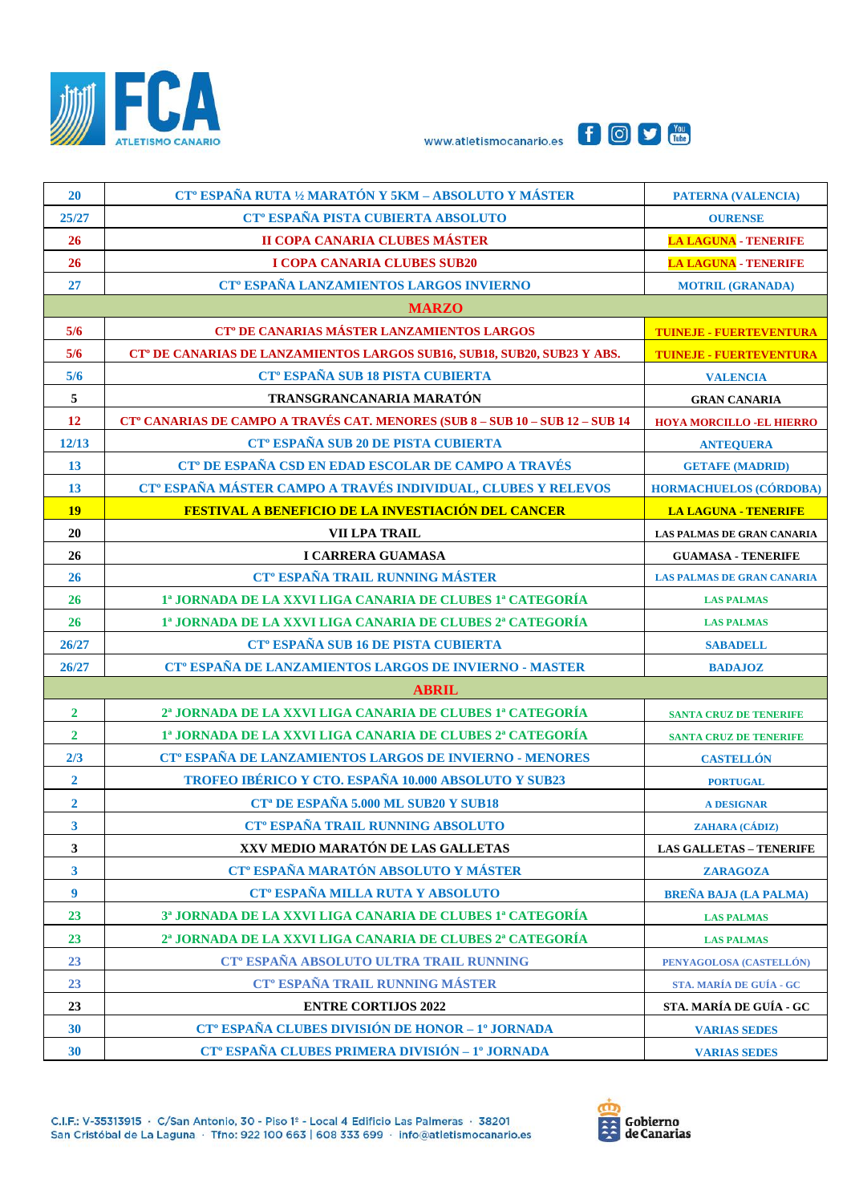| | | |
|---|---|---|
| 20 | CTº ESPAÑA RUTA ½ MARATÓN Y 5KM – ABSOLUTO Y MÁSTER | PATERNA (VALENCIA) |
| 25/27 | CTº ESPAÑA PISTA CUBIERTA ABSOLUTO | OURENSE |
| 26 | II COPA CANARIA CLUBES MÁSTER | LA LAGUNA - TENERIFE |
| 26 | I COPA CANARIA CLUBES SUB20 | LA LAGUNA - TENERIFE |
| 27 | CTº ESPAÑA LANZAMIENTOS LARGOS INVIERNO | MOTRIL (GRANADA) |
| | **MARZO** | |
| 5/6 | CTº DE CANARIAS MÁSTER LANZAMIENTOS LARGOS | TUINEJE - FUERTEVENTURA |
| 5/6 | CTº DE CANARIAS DE LANZAMIENTOS LARGOS SUB16, SUB18, SUB20, SUB23 Y ABS. | TUINEJE - FUERTEVENTURA |
| 5/6 | CTº ESPAÑA SUB 18 PISTA CUBIERTA | VALENCIA |
| 5 | TRANSGRANCANARIA MARATÓN | GRAN CANARIA |
| 12 | CTº CANARIAS DE CAMPO A TRAVÉS CAT. MENORES (SUB 8 – SUB 10 – SUB 12 – SUB 14 | HOYA MORCILLO -EL HIERRO |
| 12/13 | CTº ESPAÑA SUB 20 DE PISTA CUBIERTA | ANTEQUERA |
| 13 | CTº DE ESPAÑA CSD EN EDAD ESCOLAR DE CAMPO A TRAVÉS | GETAFE (MADRID) |
| 13 | CTº ESPAÑA MÁSTER CAMPO A TRAVÉS INDIVIDUAL, CLUBES Y RELEVOS | HORMACHUELOS (CÓRDOBA) |
| 19 | FESTIVAL A BENEFICIO DE LA INVESTIACIÓN DEL CANCER | LA LAGUNA - TENERIFE |
| 20 | VII LPA TRAIL | LAS PALMAS DE GRAN CANARIA |
| 26 | I CARRERA GUAMASA | GUAMASA - TENERIFE |
| 26 | CTº ESPAÑA TRAIL RUNNING MÁSTER | LAS PALMAS DE GRAN CANARIA |
| 26 | 1ª JORNADA DE LA XXVI LIGA CANARIA DE CLUBES 1ª CATEGORÍA | LAS PALMAS |
| 26 | 1ª JORNADA DE LA XXVI LIGA CANARIA DE CLUBES 2ª CATEGORÍA | LAS PALMAS |
| 26/27 | CTº ESPAÑA SUB 16 DE PISTA CUBIERTA | SABADELL |
| 26/27 | CTº ESPAÑA DE LANZAMIENTOS LARGOS DE INVIERNO - MASTER | BADAJOZ |
| | **ABRIL** | |
| 2 | 2ª JORNADA DE LA XXVI LIGA CANARIA DE CLUBES 1ª CATEGORÍA | SANTA CRUZ DE TENERIFE |
| 2 | 1ª JORNADA DE LA XXVI LIGA CANARIA DE CLUBES 2ª CATEGORÍA | SANTA CRUZ DE TENERIFE |
| 2/3 | CTº ESPAÑA DE LANZAMIENTOS LARGOS DE INVIERNO - MENORES | CASTELLÓN |
| 2 | TROFEO IBÉRICO Y CTO. ESPAÑA 10.000 ABSOLUTO Y SUB23 | PORTUGAL |
| 2 | CTª DE ESPAÑA 5.000 ML SUB20 Y SUB18 | A DESIGNAR |
| 3 | CTº ESPAÑA TRAIL RUNNING ABSOLUTO | ZAHARA (CÁDIZ) |
| 3 | XXV MEDIO MARATÓN DE LAS GALLETAS | LAS GALLETAS – TENERIFE |
| 3 | CTº ESPAÑA MARATÓN ABSOLUTO Y MÁSTER | ZARAGOZA |
| 9 | CTº ESPAÑA MILLA RUTA Y ABSOLUTO | BREÑA BAJA (LA PALMA) |
| 23 | 3ª JORNADA DE LA XXVI LIGA CANARIA DE CLUBES 1ª CATEGORÍA | LAS PALMAS |
| 23 | 2ª JORNADA DE LA XXVI LIGA CANARIA DE CLUBES 2ª CATEGORÍA | LAS PALMAS |
| 23 | CTº ESPAÑA ABSOLUTO ULTRA TRAIL RUNNING | PENYAGOLOSA (CASTELLÓN) |
| 23 | CTº ESPAÑA TRAIL RUNNING MÁSTER | STA. MARÍA DE GUÍA - GC |
| 23 | ENTRE CORTIJOS 2022 | STA. MARÍA DE GUÍA - GC |
| 30 | CTº ESPAÑA CLUBES DIVISIÓN DE HONOR – 1º JORNADA | VARIAS SEDES |
| 30 | CTº ESPAÑA CLUBES PRIMERA DIVISIÓN – 1º JORNADA | VARIAS SEDES |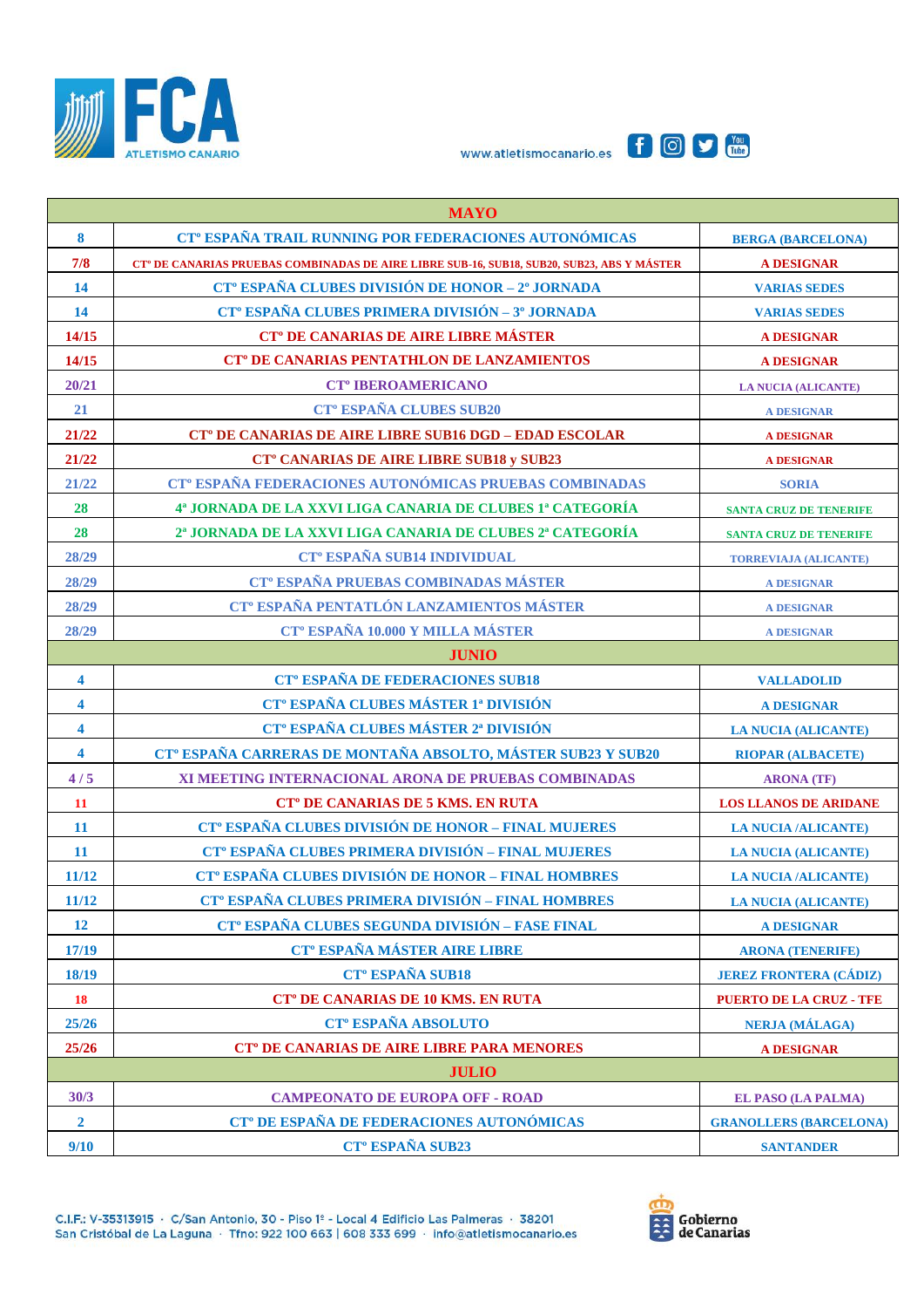| | | |
|---|---|---|
| **MAYO** | | |
| 8 | CTº ESPAÑA TRAIL RUNNING POR FEDERACIONES AUTONÓMICAS | BERGA (BARCELONA) |
| 7/8 | CTº DE CANARIAS PRUEBAS COMBINADAS DE AIRE LIBRE SUB-16, SUB18, SUB20, SUB23, ABS Y MÁSTER | A DESIGNAR |
| 14 | CTº ESPAÑA CLUBES DIVISIÓN DE HONOR – 2º JORNADA | VARIAS SEDES |
| 14 | CTº ESPAÑA CLUBES PRIMERA DIVISIÓN – 3º JORNADA | VARIAS SEDES |
| 14/15 | CTº DE CANARIAS DE AIRE LIBRE MÁSTER | A DESIGNAR |
| 14/15 | CTº DE CANARIAS PENTATHLON DE LANZAMIENTOS | A DESIGNAR |
| 20/21 | CTº IBEROAMERICANO | LA NUCIA (ALICANTE) |
| 21 | CTº ESPAÑA CLUBES SUB20 | A DESIGNAR |
| 21/22 | CTº DE CANARIAS DE AIRE LIBRE SUB16 DGD – EDAD ESCOLAR | A DESIGNAR |
| 21/22 | CTº CANARIAS DE AIRE LIBRE SUB18 y SUB23 | A DESIGNAR |
| 21/22 | CTº ESPAÑA FEDERACIONES AUTONÓMICAS PRUEBAS COMBINADAS | SORIA |
| 28 | 4ª JORNADA DE LA XXVI LIGA CANARIA DE CLUBES 1ª CATEGORÍA | SANTA CRUZ DE TENERIFE |
| 28 | 2ª JORNADA DE LA XXVI LIGA CANARIA DE CLUBES 2ª CATEGORÍA | SANTA CRUZ DE TENERIFE |
| 28/29 | CTº ESPAÑA SUB14 INDIVIDUAL | TORREVIAJA (ALICANTE) |
| 28/29 | CTº ESPAÑA PRUEBAS COMBINADAS MÁSTER | A DESIGNAR |
| 28/29 | CTº ESPAÑA PENTATLÓN LANZAMIENTOS MÁSTER | A DESIGNAR |
| 28/29 | CTº ESPAÑA 10.000 Y MILLA MÁSTER | A DESIGNAR |
| **JUNIO** | | |
| 4 | CTº ESPAÑA DE FEDERACIONES SUB18 | VALLADOLID |
| 4 | CTº ESPAÑA CLUBES MÁSTER 1ª DIVISIÓN | A DESIGNAR |
| 4 | CTº ESPAÑA CLUBES MÁSTER 2ª DIVISIÓN | LA NUCIA (ALICANTE) |
| 4 | CTº ESPAÑA CARRERAS DE MONTAÑA ABSOLTO, MÁSTER SUB23 Y SUB20 | RIOPAR (ALBACETE) |
| 4 / 5 | XI MEETING INTERNACIONAL ARONA DE PRUEBAS COMBINADAS | ARONA (TF) |
| 11 | CTº DE CANARIAS DE 5 KMS. EN RUTA | LOS LLANOS DE ARIDANE |
| 11 | CTº ESPAÑA CLUBES DIVISIÓN DE HONOR – FINAL MUJERES | LA NUCIA /ALICANTE) |
| 11 | CTº ESPAÑA CLUBES PRIMERA DIVISIÓN – FINAL MUJERES | LA NUCIA (ALICANTE) |
| 11/12 | CTº ESPAÑA CLUBES DIVISIÓN DE HONOR – FINAL HOMBRES | LA NUCIA /ALICANTE) |
| 11/12 | CTº ESPAÑA CLUBES PRIMERA DIVISIÓN – FINAL HOMBRES | LA NUCIA (ALICANTE) |
| 12 | CTº ESPAÑA CLUBES SEGUNDA DIVISIÓN – FASE FINAL | A DESIGNAR |
| 17/19 | CTº ESPAÑA MÁSTER AIRE LIBRE | ARONA (TENERIFE) |
| 18/19 | CTº ESPAÑA SUB18 | JEREZ FRONTERA (CÁDIZ) |
| 18 | CTº DE CANARIAS DE 10 KMS. EN RUTA | PUERTO DE LA CRUZ - TFE |
| 25/26 | CTº ESPAÑA ABSOLUTO | NERJA (MÁLAGA) |
| 25/26 | CTº DE CANARIAS DE AIRE LIBRE PARA MENORES | A DESIGNAR |
| **JULIO** | | |
| 30/3 | CAMPEONATO DE EUROPA OFF - ROAD | EL PASO (LA PALMA) |
| 2 | CTº DE ESPAÑA DE FEDERACIONES AUTONÓMICAS | GRANOLLERS (BARCELONA) |
| 9/10 | CTº ESPAÑA SUB23 | SANTANDER |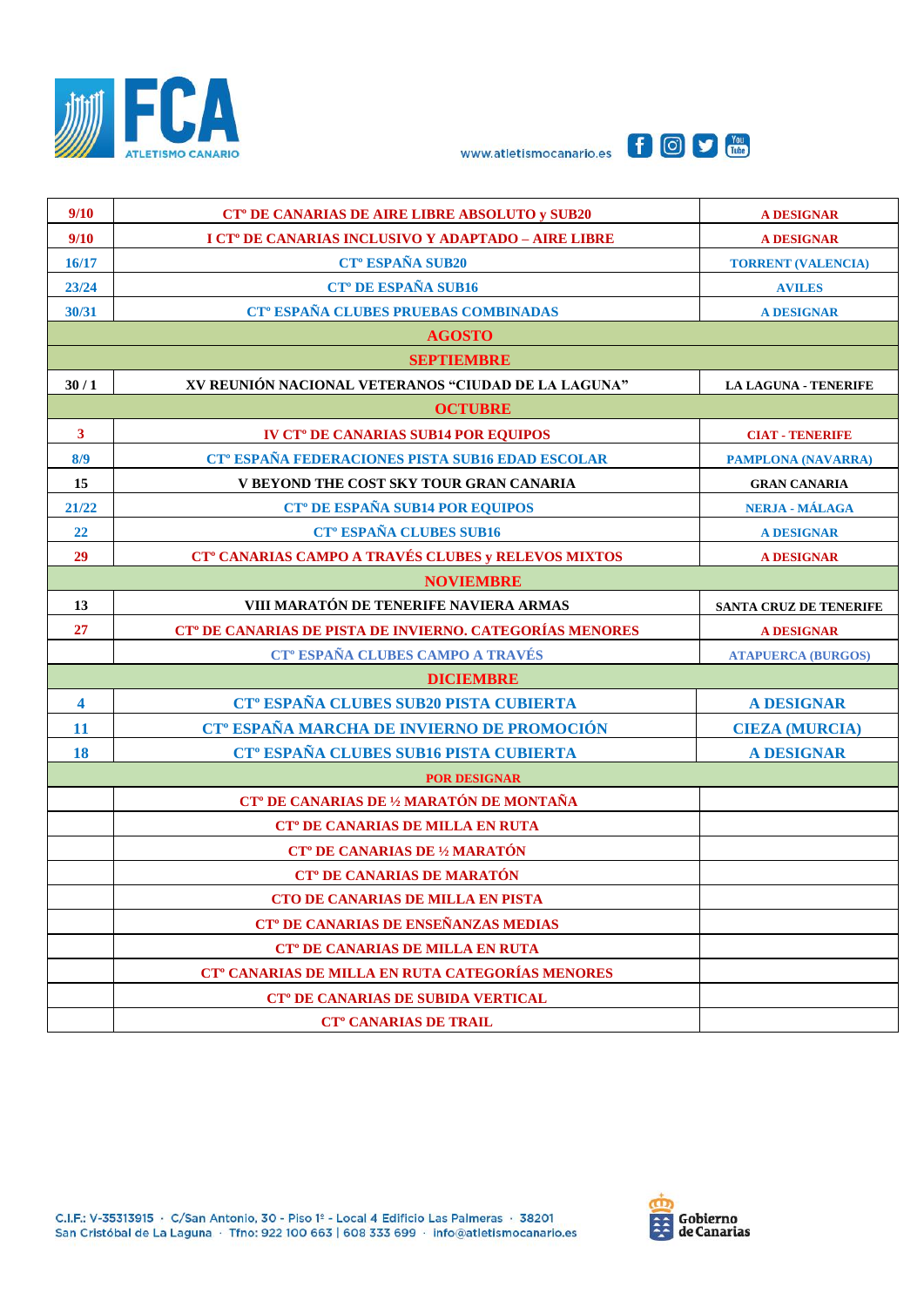| | | |
|---|---|---|
| 9/10 | CTº DE CANARIAS DE AIRE LIBRE ABSOLUTO y SUB20 | A DESIGNAR |
| 9/10 | I CTº DE CANARIAS INCLUSIVO Y ADAPTADO – AIRE LIBRE | A DESIGNAR |
| 16/17 | CTº ESPAÑA SUB20 | TORRENT (VALENCIA) |
| 23/24 | CTº DE ESPAÑA SUB16 | AVILES |
| 30/31 | CTº ESPAÑA CLUBES PRUEBAS COMBINADAS | A DESIGNAR |
| | **AGOSTO** | |
| | **SEPTIEMBRE** | |
| 30 / 1 | XV REUNIÓN NACIONAL VETERANOS "CIUDAD DE LA LAGUNA" | LA LAGUNA - TENERIFE |
| | **OCTUBRE** | |
| 3 | IV CTº DE CANARIAS SUB14 POR EQUIPOS | CIAT - TENERIFE |
| 8/9 | CTº ESPAÑA FEDERACIONES PISTA SUB16 EDAD ESCOLAR | PAMPLONA (NAVARRA) |
| 15 | V BEYOND THE COST SKY TOUR GRAN CANARIA | GRAN CANARIA |
| 21/22 | CTº DE ESPAÑA SUB14 POR EQUIPOS | NERJA - MÁLAGA |
| 22 | CTº ESPAÑA CLUBES SUB16 | A DESIGNAR |
| 29 | CTº CANARIAS CAMPO A TRAVÉS CLUBES y RELEVOS MIXTOS | A DESIGNAR |
| | **NOVIEMBRE** | |
| 13 | VIII MARATÓN DE TENERIFE NAVIERA ARMAS | SANTA CRUZ DE TENERIFE |
| 27 | CTº DE CANARIAS DE PISTA DE INVIERNO. CATEGORÍAS MENORES | A DESIGNAR |
| | CTº ESPAÑA CLUBES CAMPO A TRAVÉS | ATAPUERCA (BURGOS) |
| | **DICIEMBRE** | |
| 4 | CTº ESPAÑA CLUBES SUB20 PISTA CUBIERTA | A DESIGNAR |
| 11 | CTº ESPAÑA MARCHA DE INVIERNO DE PROMOCIÓN | CIEZA (MURCIA) |
| 18 | CTº ESPAÑA CLUBES SUB16 PISTA CUBIERTA | A DESIGNAR |
| | **POR DESIGNAR** | |
| | CTº DE CANARIAS DE ½ MARATÓN DE MONTAÑA | |
| | CTº DE CANARIAS DE MILLA EN RUTA | |
| | CTº DE CANARIAS DE ½ MARATÓN | |
| | CTº DE CANARIAS DE MARATÓN | |
| | CTO DE CANARIAS DE MILLA EN PISTA | |
| | CTº DE CANARIAS DE ENSEÑANZAS MEDIAS | |
| | CTº DE CANARIAS DE MILLA EN RUTA | |
| | CTº CANARIAS DE MILLA EN RUTA CATEGORÍAS MENORES | |
| | CTº DE CANARIAS DE SUBIDA VERTICAL | |
| | CTº CANARIAS DE TRAIL | |